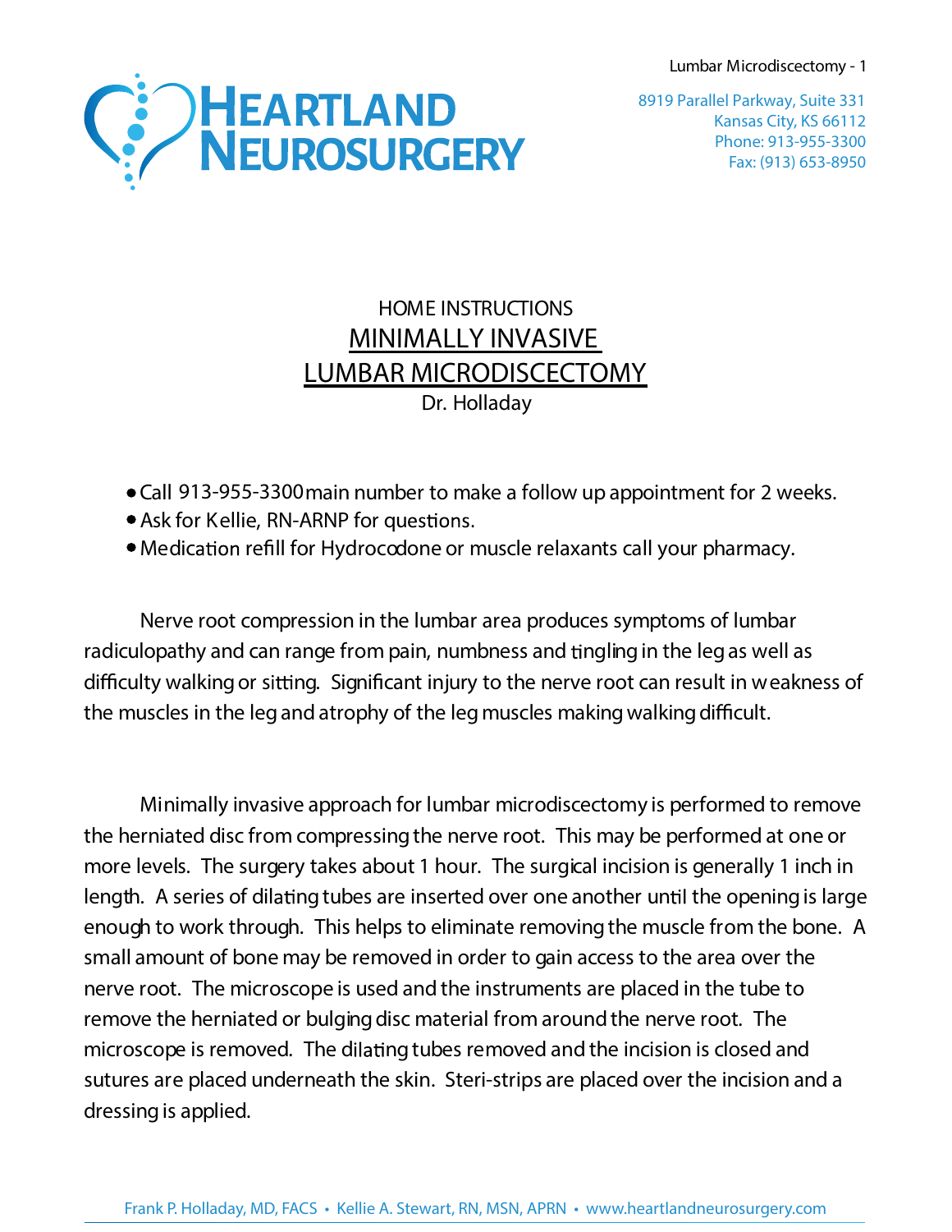# HEARTLAND NEUROSURGERY

8919 Parallel Parkway, Suite 331
Kansas City, KS 66112
Phone: 913-955-3300
Fax: (913) 653-8950

## HOME INSTRUCTIONS
## MINIMALLY INVASIVE LUMBAR MICRODISCECTOMY
Dr. Holladay

- Call 913-955-3300 main number to make a follow up appointment for 2 weeks.
- Ask for Kellie, RN-ARNP for questions.
- Medication refill for Hydrocodone or muscle relaxants call your pharmacy.

Nerve root compression in the lumbar area produces symptoms of lumbar radiculopathy and can range from pain, numbness and tingling in the leg as well as difficulty walking or sitting. Significant injury to the nerve root can result in weakness of the muscles in the leg and atrophy of the leg muscles making walking difficult.

Minimally invasive approach for lumbar microdiscectomy is performed to remove the herniated disc from compressing the nerve root. This may be performed at one or more levels. The surgery takes about 1 hour. The surgical incision is generally 1 inch in length. A series of dilating tubes are inserted over one another until the opening is large enough to work through. This helps to eliminate removing the muscle from the bone. A small amount of bone may be removed in order to gain access to the area over the nerve root. The microscope is used and the instruments are placed in the tube to remove the herniated or bulging disc material from around the nerve root. The microscope is removed. The dilating tubes removed and the incision is closed and sutures are placed underneath the skin. Steri-strips are placed over the incision and a dressing is applied.

Frank P. Holladay, MD, FACS • Kellie A. Stewart, RN, MSN, APRN • www.heartlandneurosurgery.com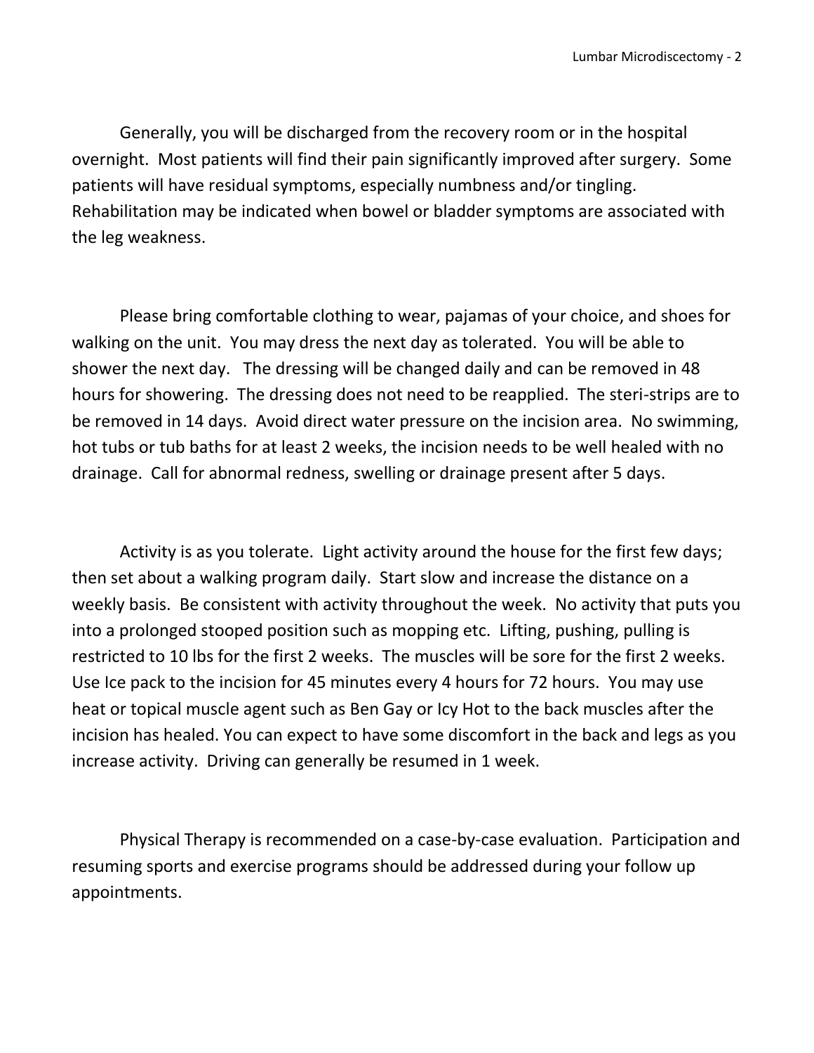Generally, you will be discharged from the recovery room or in the hospital overnight. Most patients will find their pain significantly improved after surgery. Some patients will have residual symptoms, especially numbness and/or tingling. Rehabilitation may be indicated when bowel or bladder symptoms are associated with the leg weakness.

Please bring comfortable clothing to wear, pajamas of your choice, and shoes for walking on the unit. You may dress the next day as tolerated. You will be able to shower the next day. The dressing will be changed daily and can be removed in 48 hours for showering. The dressing does not need to be reapplied. The steri-strips are to be removed in 14 days. Avoid direct water pressure on the incision area. No swimming, hot tubs or tub baths for at least 2 weeks, the incision needs to be well healed with no drainage. Call for abnormal redness, swelling or drainage present after 5 days.

Activity is as you tolerate. Light activity around the house for the first few days; then set about a walking program daily. Start slow and increase the distance on a weekly basis. Be consistent with activity throughout the week. No activity that puts you into a prolonged stooped position such as mopping etc. Lifting, pushing, pulling is restricted to 10 lbs for the first 2 weeks. The muscles will be sore for the first 2 weeks. Use Ice pack to the incision for 45 minutes every 4 hours for 72 hours. You may use heat or topical muscle agent such as Ben Gay or Icy Hot to the back muscles after the incision has healed. You can expect to have some discomfort in the back and legs as you increase activity. Driving can generally be resumed in 1 week.

Physical Therapy is recommended on a case-by-case evaluation. Participation and resuming sports and exercise programs should be addressed during your follow up appointments.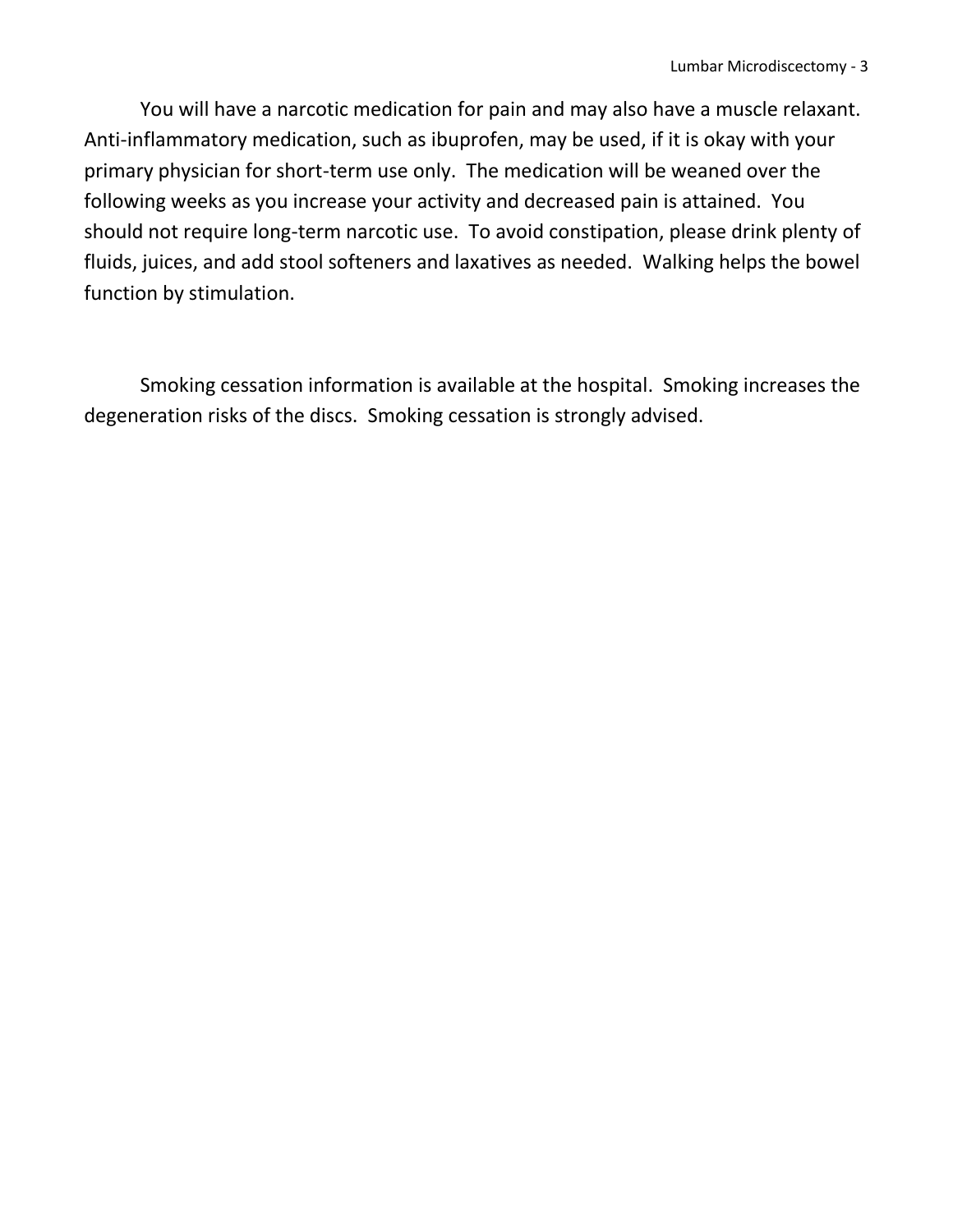You will have a narcotic medication for pain and may also have a muscle relaxant. Anti-inflammatory medication, such as ibuprofen, may be used, if it is okay with your primary physician for short-term use only. The medication will be weaned over the following weeks as you increase your activity and decreased pain is attained. You should not require long-term narcotic use. To avoid constipation, please drink plenty of fluids, juices, and add stool softeners and laxatives as needed. Walking helps the bowel function by stimulation.

Smoking cessation information is available at the hospital. Smoking increases the degeneration risks of the discs. Smoking cessation is strongly advised.